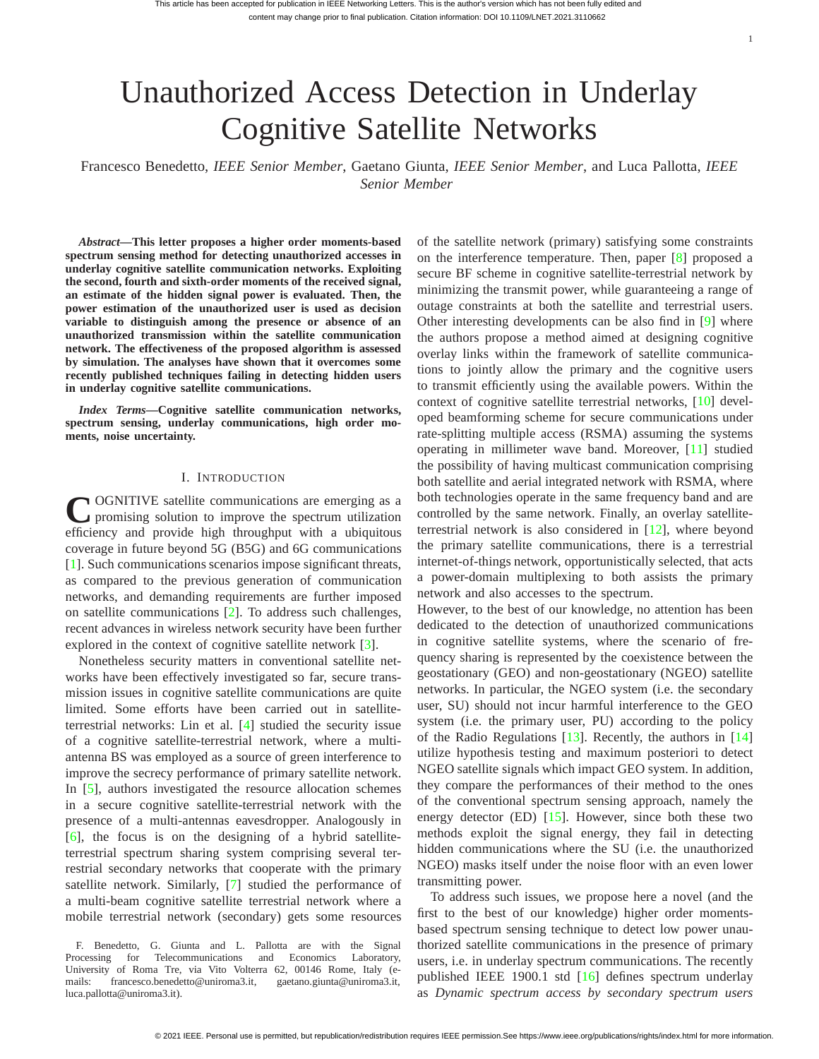# Unauthorized Access Detection in Underlay Cognitive Satellite Networks

Francesco Benedetto, *IEEE Senior Member*, Gaetano Giunta, *IEEE Senior Member*, and Luca Pallotta, *IEEE Senior Member*

***Abstract*—This letter proposes a higher order moments-based spectrum sensing method for detecting unauthorized accesses in underlay cognitive satellite communication networks. Exploiting the second, fourth and sixth-order moments of the received signal, an estimate of the hidden signal power is evaluated. Then, the power estimation of the unauthorized user is used as decision variable to distinguish among the presence or absence of an unauthorized transmission within the satellite communication network. The effectiveness of the proposed algorithm is assessed by simulation. The analyses have shown that it overcomes some recently published techniques failing in detecting hidden users in underlay cognitive satellite communications.**

***Index Terms*—Cognitive satellite communication networks, spectrum sensing, underlay communications, high order moments, noise uncertainty.**

## I. Introduction

COGNITIVE satellite communications are emerging as a promising solution to improve the spectrum utilization efficiency and provide high throughput with a ubiquitous coverage in future beyond 5G (B5G) and 6G communications [1]. Such communications scenarios impose significant threats, as compared to the previous generation of communication networks, and demanding requirements are further imposed on satellite communications [2]. To address such challenges, recent advances in wireless network security have been further explored in the context of cognitive satellite network [3].

Nonetheless security matters in conventional satellite networks have been effectively investigated so far, secure transmission issues in cognitive satellite communications are quite limited. Some efforts have been carried out in satellite-terrestrial networks: Lin et al. [4] studied the security issue of a cognitive satellite-terrestrial network, where a multi-antenna BS was employed as a source of green interference to improve the secrecy performance of primary satellite network. In [5], authors investigated the resource allocation schemes in a secure cognitive satellite-terrestrial network with the presence of a multi-antennas eavesdropper. Analogously in [6], the focus is on the designing of a hybrid satellite-terrestrial spectrum sharing system comprising several terrestrial secondary networks that cooperate with the primary satellite network. Similarly, [7] studied the performance of a multi-beam cognitive satellite terrestrial network where a mobile terrestrial network (secondary) gets some resources of the satellite network (primary) satisfying some constraints on the interference temperature. Then, paper [8] proposed a secure BF scheme in cognitive satellite-terrestrial network by minimizing the transmit power, while guaranteeing a range of outage constraints at both the satellite and terrestrial users. Other interesting developments can be also find in [9] where the authors propose a method aimed at designing cognitive overlay links within the framework of satellite communications to jointly allow the primary and the cognitive users to transmit efficiently using the available powers. Within the context of cognitive satellite terrestrial networks, [10] developed beamforming scheme for secure communications under rate-splitting multiple access (RSMA) assuming the systems operating in millimeter wave band. Moreover, [11] studied the possibility of having multicast communication comprising both satellite and aerial integrated network with RSMA, where both technologies operate in the same frequency band and are controlled by the same network. Finally, an overlay satellite-terrestrial network is also considered in [12], where beyond the primary satellite communications, there is a terrestrial internet-of-things network, opportunistically selected, that acts a power-domain multiplexing to both assists the primary network and also accesses to the spectrum.

However, to the best of our knowledge, no attention has been dedicated to the detection of unauthorized communications in cognitive satellite systems, where the scenario of frequency sharing is represented by the coexistence between the geostationary (GEO) and non-geostationary (NGEO) satellite networks. In particular, the NGEO system (i.e. the secondary user, SU) should not incur harmful interference to the GEO system (i.e. the primary user, PU) according to the policy of the Radio Regulations [13]. Recently, the authors in [14] utilize hypothesis testing and maximum posteriori to detect NGEO satellite signals which impact GEO system. In addition, they compare the performances of their method to the ones of the conventional spectrum sensing approach, namely the energy detector (ED) [15]. However, since both these two methods exploit the signal energy, they fail in detecting hidden communications where the SU (i.e. the unauthorized NGEO) masks itself under the noise floor with an even lower transmitting power.

To address such issues, we propose here a novel (and the first to the best of our knowledge) higher order moments-based spectrum sensing technique to detect low power unauthorized satellite communications in the presence of primary users, i.e. in underlay spectrum communications. The recently published IEEE 1900.1 std [16] defines spectrum underlay as *Dynamic spectrum access by secondary spectrum users*

F. Benedetto, G. Giunta and L. Pallotta are with the Signal Processing for Telecommunications and Economics Laboratory, University of Roma Tre, via Vito Volterra 62, 00146 Rome, Italy (e-mails: francesco.benedetto@uniroma3.it, gaetano.giunta@uniroma3.it, luca.pallotta@uniroma3.it).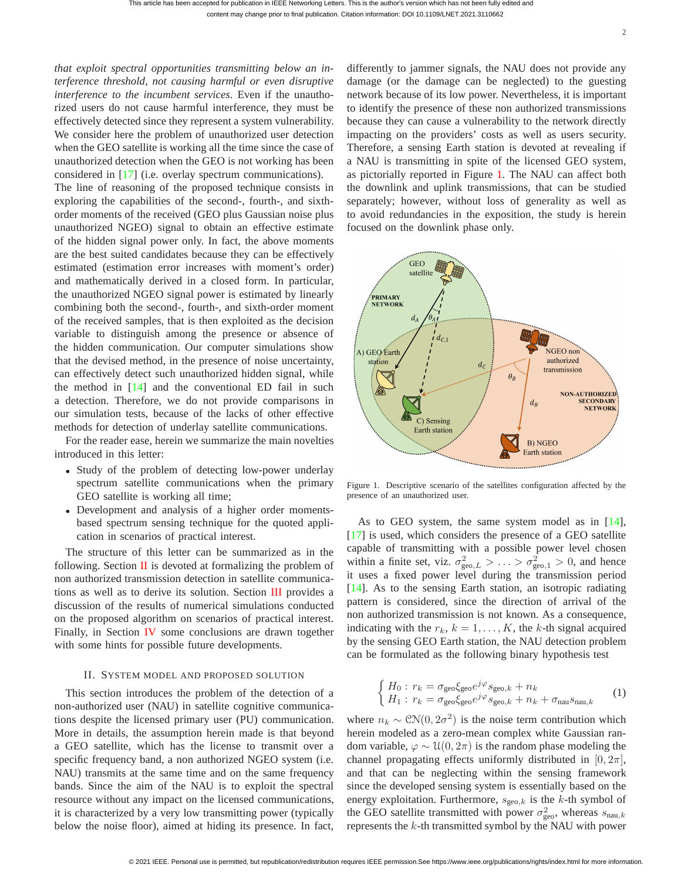*that exploit spectral opportunities transmitting below an interference threshold, not causing harmful or even disruptive interference to the incumbent services.* Even if the unauthorized users do not cause harmful interference, they must be effectively detected since they represent a system vulnerability. We consider here the problem of unauthorized user detection when the GEO satellite is working all the time since the case of unauthorized detection when the GEO is not working has been considered in [17] (i.e. overlay spectrum communications).

The line of reasoning of the proposed technique consists in exploring the capabilities of the second-, fourth-, and sixth-order moments of the received (GEO plus Gaussian noise plus unauthorized NGEO) signal to obtain an effective estimate of the hidden signal power only. In fact, the above moments are the best suited candidates because they can be effectively estimated (estimation error increases with moment's order) and mathematically derived in a closed form. In particular, the unauthorized NGEO signal power is estimated by linearly combining both the second-, fourth-, and sixth-order moment of the received samples, that is then exploited as the decision variable to distinguish among the presence or absence of the hidden communication. Our computer simulations show that the devised method, in the presence of noise uncertainty, can effectively detect such unauthorized hidden signal, while the method in [14] and the conventional ED fail in such a detection. Therefore, we do not provide comparisons in our simulation tests, because of the lacks of other effective methods for detection of underlay satellite communications.

For the reader ease, herein we summarize the main novelties introduced in this letter:

- Study of the problem of detecting low-power underlay spectrum satellite communications when the primary GEO satellite is working all time;
- Development and analysis of a higher order moments-based spectrum sensing technique for the quoted application in scenarios of practical interest.

The structure of this letter can be summarized as in the following. Section II is devoted at formalizing the problem of non authorized transmission detection in satellite communications as well as to derive its solution. Section III provides a discussion of the results of numerical simulations conducted on the proposed algorithm on scenarios of practical interest. Finally, in Section IV some conclusions are drawn together with some hints for possible future developments.

## II. System Model and Proposed Solution

This section introduces the problem of the detection of a non-authorized user (NAU) in satellite cognitive communications despite the licensed primary user (PU) communication. More in details, the assumption herein made is that beyond a GEO satellite, which has the license to transmit over a specific frequency band, a non authorized NGEO system (i.e. NAU) transmits at the same time and on the same frequency bands. Since the aim of the NAU is to exploit the spectral resource without any impact on the licensed communications, it is characterized by a very low transmitting power (typically below the noise floor), aimed at hiding its presence. In fact, differently to jammer signals, the NAU does not provide any damage (or the damage can be neglected) to the guesting network because of its low power. Nevertheless, it is important to identify the presence of these non authorized transmissions because they can cause a vulnerability to the network directly impacting on the providers' costs as well as users security. Therefore, a sensing Earth station is devoted at revealing if a NAU is transmitting in spite of the licensed GEO system, as pictorially reported in Figure 1. The NAU can affect both the downlink and uplink transmissions, that can be studied separately; however, without loss of generality as well as to avoid redundancies in the exposition, the study is herein focused on the downlink phase only.

Figure 1. Descriptive scenario of the satellites configuration affected by the presence of an unauthorized user.

As to GEO system, the same system model as in [14], [17] is used, which considers the presence of a GEO satellite capable of transmitting with a possible power level chosen within a finite set, viz. $\sigma^2_{\mathrm{geo},L} > \ldots > \sigma^2_{\mathrm{geo},1} > 0$, and hence it uses a fixed power level during the transmission period [14]. As to the sensing Earth station, an isotropic radiating pattern is considered, since the direction of arrival of the non authorized transmission is not known. As a consequence, indicating with the $r_k$, $k = 1, \ldots, K$, the $k$-th signal acquired by the sensing GEO Earth station, the NAU detection problem can be formulated as the following binary hypothesis test

$$\begin{cases} H_0 : \, r_k = \sigma_{\mathrm{geo}} \xi_{\mathrm{geo}} e^{j\varphi} s_{\mathrm{geo},k} + n_k \\ H_1 : \, r_k = \sigma_{\mathrm{geo}} \xi_{\mathrm{geo}} e^{j\varphi} s_{\mathrm{geo},k} + n_k + \sigma_{\mathrm{nau}} s_{\mathrm{nau},k} \end{cases} \tag{1}$$

where $n_k \sim \mathcal{CN}(0, 2\sigma^2)$ is the noise term contribution which herein modeled as a zero-mean complex white Gaussian random variable, $\varphi \sim \mathcal{U}(0, 2\pi)$ is the random phase modeling the channel propagating effects uniformly distributed in $[0, 2\pi]$, and that can be neglecting within the sensing framework since the developed sensing system is essentially based on the energy exploitation. Furthermore, $s_{\mathrm{geo},k}$ is the $k$-th symbol of the GEO satellite transmitted with power $\sigma^2_{\mathrm{geo}}$, whereas $s_{\mathrm{nau},k}$ represents the $k$-th transmitted symbol by the NAU with power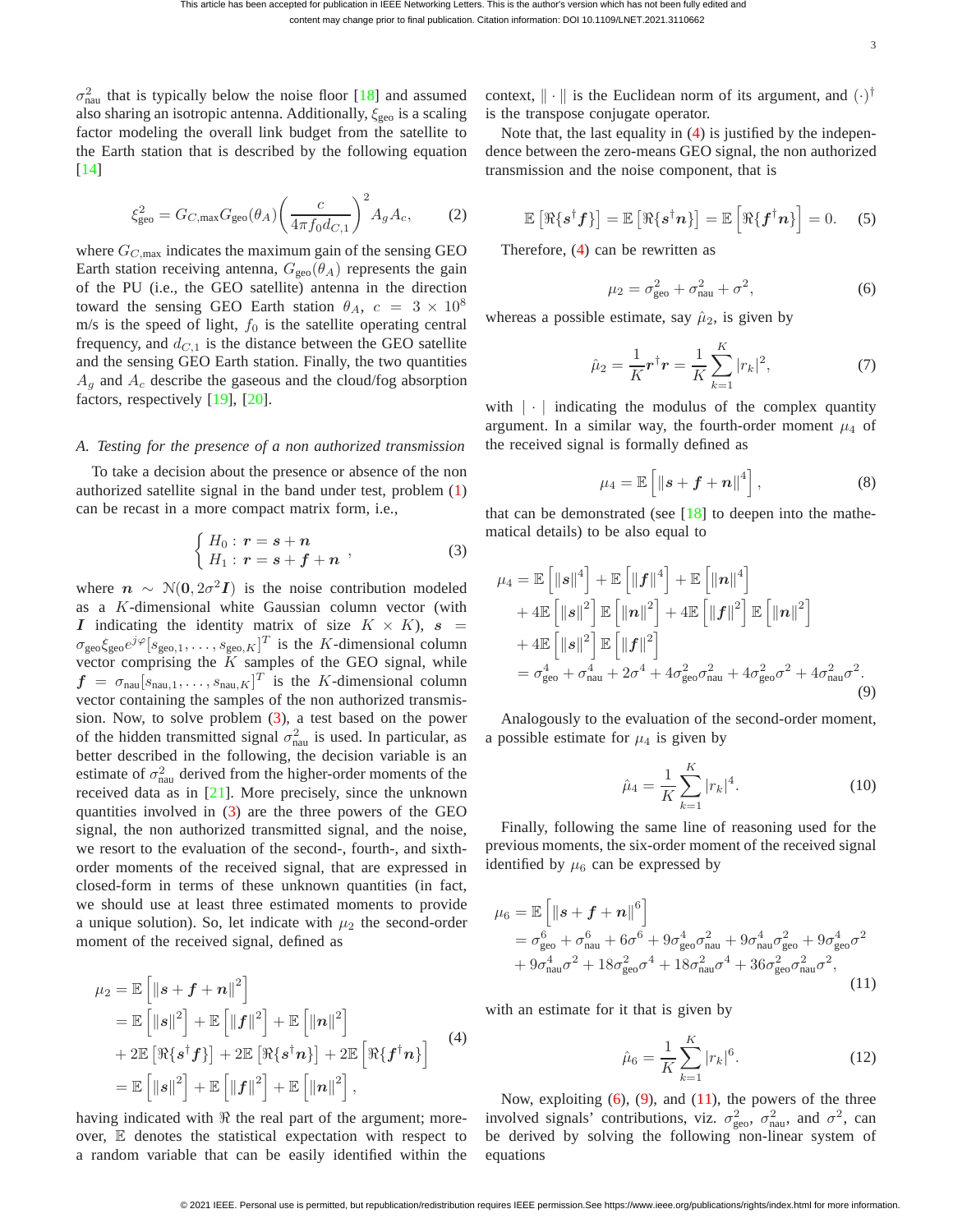$\sigma^2_{\text{nau}}$ that is typically below the noise floor [18] and assumed also sharing an isotropic antenna. Additionally, $\xi_{\text{geo}}$ is a scaling factor modeling the overall link budget from the satellite to the Earth station that is described by the following equation [14]

$$\xi^2_{\text{geo}} = G_{C,\max} G_{\text{geo}}(\theta_A) \left( \frac{c}{4\pi f_0 d_{C,1}} \right)^2 A_g A_c, \tag{2}$$

where $G_{C,\max}$ indicates the maximum gain of the sensing GEO Earth station receiving antenna, $G_{\text{geo}}(\theta_A)$ represents the gain of the PU (i.e., the GEO satellite) antenna in the direction toward the sensing GEO Earth station $\theta_A$, $c = 3 \times 10^8$ m/s is the speed of light, $f_0$ is the satellite operating central frequency, and $d_{C,1}$ is the distance between the GEO satellite and the sensing GEO Earth station. Finally, the two quantities $A_g$ and $A_c$ describe the gaseous and the cloud/fog absorption factors, respectively [19], [20].

### A. Testing for the presence of a non authorized transmission

To take a decision about the presence or absence of the non authorized satellite signal in the band under test, problem (1) can be recast in a more compact matrix form, i.e.,

$$\begin{cases} H_0 : \boldsymbol{r} = \boldsymbol{s} + \boldsymbol{n} \\ H_1 : \boldsymbol{r} = \boldsymbol{s} + \boldsymbol{f} + \boldsymbol{n} \end{cases}, \tag{3}$$

where $\boldsymbol{n} \sim \mathcal{N}(\boldsymbol{0}, 2\sigma^2 \boldsymbol{I})$ is the noise contribution modeled as a $K$-dimensional white Gaussian column vector (with $\boldsymbol{I}$ indicating the identity matrix of size $K \times K$), $\boldsymbol{s} = \sigma_{\text{geo}} \xi_{\text{geo}} e^{j\varphi} [s_{\text{geo},1}, \ldots, s_{\text{geo},K}]^T$ is the $K$-dimensional column vector comprising the $K$ samples of the GEO signal, while $\boldsymbol{f} = \sigma_{\text{nau}} [s_{\text{nau},1}, \ldots, s_{\text{nau},K}]^T$ is the $K$-dimensional column vector containing the samples of the non authorized transmission. Now, to solve problem (3), a test based on the power of the hidden transmitted signal $\sigma^2_{\text{nau}}$ is used. In particular, as better described in the following, the decision variable is an estimate of $\sigma^2_{\text{nau}}$ derived from the higher-order moments of the received data as in [21]. More precisely, since the unknown quantities involved in (3) are the three powers of the GEO signal, the non authorized transmitted signal, and the noise, we resort to the evaluation of the second-, fourth-, and sixth-order moments of the received signal, that are expressed in closed-form in terms of these unknown quantities (in fact, we should use at least three estimated moments to provide a unique solution). So, let indicate with $\mu_2$ the second-order moment of the received signal, defined as

$$\begin{aligned} \mu_2 &= \mathbb{E}\left[\|\boldsymbol{s} + \boldsymbol{f} + \boldsymbol{n}\|^2\right] \\ &= \mathbb{E}\left[\|\boldsymbol{s}\|^2\right] + \mathbb{E}\left[\|\boldsymbol{f}\|^2\right] + \mathbb{E}\left[\|\boldsymbol{n}\|^2\right] \\ &+ 2\mathbb{E}\left[\Re\{\boldsymbol{s}^\dagger \boldsymbol{f}\}\right] + 2\mathbb{E}\left[\Re\{\boldsymbol{s}^\dagger \boldsymbol{n}\}\right] + 2\mathbb{E}\left[\Re\{\boldsymbol{f}^\dagger \boldsymbol{n}\}\right] \\ &= \mathbb{E}\left[\|\boldsymbol{s}\|^2\right] + \mathbb{E}\left[\|\boldsymbol{f}\|^2\right] + \mathbb{E}\left[\|\boldsymbol{n}\|^2\right], \end{aligned} \tag{4}$$

having indicated with $\Re$ the real part of the argument; moreover, $\mathbb{E}$ denotes the statistical expectation with respect to a random variable that can be easily identified within the context, $\|\cdot\|$ is the Euclidean norm of its argument, and $(\cdot)^\dagger$ is the transpose conjugate operator.

Note that, the last equality in (4) is justified by the independence between the zero-means GEO signal, the non authorized transmission and the noise component, that is

$$\mathbb{E}\left[\Re\{\boldsymbol{s}^\dagger \boldsymbol{f}\}\right] = \mathbb{E}\left[\Re\{\boldsymbol{s}^\dagger \boldsymbol{n}\}\right] = \mathbb{E}\left[\Re\{\boldsymbol{f}^\dagger \boldsymbol{n}\}\right] = 0. \tag{5}$$

Therefore, (4) can be rewritten as

$$\mu_2 = \sigma^2_{\text{geo}} + \sigma^2_{\text{nau}} + \sigma^2, \tag{6}$$

whereas a possible estimate, say $\hat{\mu}_2$, is given by

$$\hat{\mu}_2 = \frac{1}{K} \boldsymbol{r}^\dagger \boldsymbol{r} = \frac{1}{K} \sum_{k=1}^{K} |r_k|^2, \tag{7}$$

with $|\cdot|$ indicating the modulus of the complex quantity argument. In a similar way, the fourth-order moment $\mu_4$ of the received signal is formally defined as

$$\mu_4 = \mathbb{E}\left[\|\boldsymbol{s} + \boldsymbol{f} + \boldsymbol{n}\|^4\right], \tag{8}$$

that can be demonstrated (see [18] to deepen into the mathematical details) to be also equal to

$$\begin{aligned} \mu_4 &= \mathbb{E}\left[\|\boldsymbol{s}\|^4\right] + \mathbb{E}\left[\|\boldsymbol{f}\|^4\right] + \mathbb{E}\left[\|\boldsymbol{n}\|^4\right] \\ &+ 4\mathbb{E}\left[\|\boldsymbol{s}\|^2\right]\mathbb{E}\left[\|\boldsymbol{n}\|^2\right] + 4\mathbb{E}\left[\|\boldsymbol{f}\|^2\right]\mathbb{E}\left[\|\boldsymbol{n}\|^2\right] \\ &+ 4\mathbb{E}\left[\|\boldsymbol{s}\|^2\right]\mathbb{E}\left[\|\boldsymbol{f}\|^2\right] \\ &= \sigma^4_{\text{geo}} + \sigma^4_{\text{nau}} + 2\sigma^4 + 4\sigma^2_{\text{geo}}\sigma^2_{\text{nau}} + 4\sigma^2_{\text{geo}}\sigma^2 + 4\sigma^2_{\text{nau}}\sigma^2. \end{aligned} \tag{9}$$

Analogously to the evaluation of the second-order moment, a possible estimate for $\mu_4$ is given by

$$\hat{\mu}_4 = \frac{1}{K} \sum_{k=1}^{K} |r_k|^4. \tag{10}$$

Finally, following the same line of reasoning used for the previous moments, the six-order moment of the received signal identified by $\mu_6$ can be expressed by

$$\begin{aligned} \mu_6 &= \mathbb{E}\left[\|\boldsymbol{s} + \boldsymbol{f} + \boldsymbol{n}\|^6\right] \\ &= \sigma^6_{\text{geo}} + \sigma^6_{\text{nau}} + 6\sigma^6 + 9\sigma^4_{\text{geo}}\sigma^2_{\text{nau}} + 9\sigma^4_{\text{nau}}\sigma^2_{\text{geo}} + 9\sigma^4_{\text{geo}}\sigma^2 \\ &+ 9\sigma^4_{\text{nau}}\sigma^2 + 18\sigma^2_{\text{geo}}\sigma^4 + 18\sigma^2_{\text{nau}}\sigma^4 + 36\sigma^2_{\text{geo}}\sigma^2_{\text{nau}}\sigma^2, \end{aligned} \tag{11}$$

with an estimate for it that is given by

$$\hat{\mu}_6 = \frac{1}{K} \sum_{k=1}^{K} |r_k|^6. \tag{12}$$

Now, exploiting (6), (9), and (11), the powers of the three involved signals' contributions, viz. $\sigma^2_{\text{geo}}$, $\sigma^2_{\text{nau}}$, and $\sigma^2$, can be derived by solving the following non-linear system of equations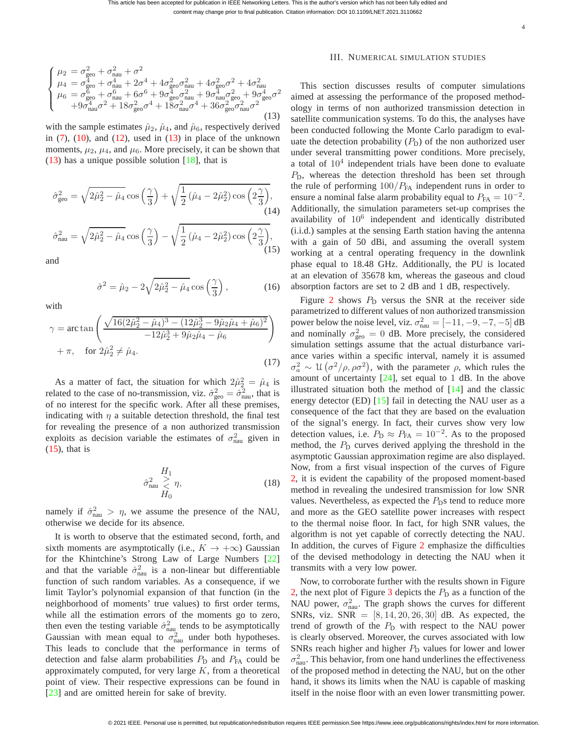$$
\begin{cases}
\mu_2 = \sigma_{\text{geo}}^2 + \sigma_{\text{nau}}^2 + \sigma^2 \\
\mu_4 = \sigma_{\text{geo}}^4 + \sigma_{\text{nau}}^4 + 2\sigma^4 + 4\sigma_{\text{geo}}^2\sigma_{\text{nau}}^2 + 4\sigma_{\text{geo}}^2\sigma^2 + 4\sigma_{\text{nau}}^2 \\
\mu_6 = \sigma_{\text{geo}}^6 + \sigma_{\text{nau}}^6 + 6\sigma^6 + 9\sigma_{\text{geo}}^4\sigma_{\text{nau}}^2 + 9\sigma_{\text{nau}}^4\sigma_{\text{geo}}^2 + 9\sigma_{\text{geo}}^4\sigma^2 \\
\quad +9\sigma_{\text{nau}}^4\sigma^2 + 18\sigma_{\text{geo}}^2\sigma^4 + 18\sigma_{\text{nau}}^2\sigma^4 + 36\sigma_{\text{geo}}^2\sigma_{\text{nau}}^2\sigma^2
\end{cases}
\tag{13}
$$

with the sample estimates $\hat{\mu}_2$, $\hat{\mu}_4$, and $\hat{\mu}_6$, respectively derived in (7), (10), and (12), used in (13) in place of the unknown moments, $\mu_2$, $\mu_4$, and $\mu_6$. More precisely, it can be shown that (13) has a unique possible solution [18], that is

$$
\hat{\sigma}_{\text{geo}}^2 = \sqrt{2\hat{\mu}_2^2 - \hat{\mu}_4}\cos\left(\frac{\gamma}{3}\right) + \sqrt{\frac{1}{2}\left(\hat{\mu}_4 - 2\hat{\mu}_2^2\right)\cos\left(2\frac{\gamma}{3}\right)},
\tag{14}
$$

$$
\hat{\sigma}_{\text{nau}}^2 = \sqrt{2\hat{\mu}_2^2 - \hat{\mu}_4}\cos\left(\frac{\gamma}{3}\right) - \sqrt{\frac{1}{2}\left(\hat{\mu}_4 - 2\hat{\mu}_2^2\right)\cos\left(2\frac{\gamma}{3}\right)},
\tag{15}
$$

and

$$
\hat{\sigma}^2 = \hat{\mu}_2 - 2\sqrt{2\hat{\mu}_2^2 - \hat{\mu}_4}\cos\left(\frac{\gamma}{3}\right),
\tag{16}
$$

with

$$
\gamma = \arctan\left(\frac{\sqrt{16(2\hat{\mu}_2^2 - \hat{\mu}_4)^3 - (12\hat{\mu}_2^3 - 9\hat{\mu}_2\hat{\mu}_4 + \hat{\mu}_6)^2}}{-12\hat{\mu}_2^3 + 9\hat{\mu}_2\hat{\mu}_4 - \hat{\mu}_6}\right) + \pi, \quad \text{for } 2\hat{\mu}_2^2 \neq \hat{\mu}_4.
\tag{17}
$$

As a matter of fact, the situation for which $2\hat{\mu}_2^2 = \hat{\mu}_4$ is related to the case of no-transmission, viz. $\hat{\sigma}_{\text{geo}}^2 = \hat{\sigma}_{\text{nau}}^2$, that is of no interest for the specific work. After all these premises, indicating with $\eta$ a suitable detection threshold, the final test for revealing the presence of a non authorized transmission exploits as decision variable the estimates of $\sigma_{\text{nau}}^2$ given in (15), that is

$$
\hat{\sigma}_{\text{nau}}^2 \underset{H_0}{\overset{H_1}{\gtrless}} \eta,
\tag{18}
$$

namely if $\hat{\sigma}_{\text{nau}}^2 > \eta$, we assume the presence of the NAU, otherwise we decide for its absence.

It is worth to observe that the estimated second, forth, and sixth moments are asymptotically (i.e., $K \to +\infty$) Gaussian for the Khintchine's Strong Law of Large Numbers [22] and that the variable $\hat{\sigma}_{\text{nau}}^2$ is a non-linear but differentiable function of such random variables. As a consequence, if we limit Taylor's polynomial expansion of that function (in the neighborhood of moments' true values) to first order terms, while all the estimation errors of the moments go to zero, then even the testing variable $\hat{\sigma}_{\text{nau}}^2$ tends to be asymptotically Gaussian with mean equal to $\sigma_{\text{nau}}^2$ under both hypotheses. This leads to conclude that the performance in terms of detection and false alarm probabilities $P_{\text{D}}$ and $P_{\text{FA}}$ could be approximately computed, for very large $K$, from a theoretical point of view. Their respective expressions can be found in [23] and are omitted herein for sake of brevity.

## III. Numerical simulation studies

This section discusses results of computer simulations aimed at assessing the performance of the proposed methodology in terms of non authorized transmission detection in satellite communication systems. To do this, the analyses have been conducted following the Monte Carlo paradigm to evaluate the detection probability ($P_{\text{D}}$) of the non authorized user under several transmitting power conditions. More precisely, a total of $10^4$ independent trials have been done to evaluate $P_{\text{D}}$, whereas the detection threshold has been set through the rule of performing $100/P_{\text{FA}}$ independent runs in order to ensure a nominal false alarm probability equal to $P_{\text{FA}} = 10^{-2}$. Additionally, the simulation parameters set-up comprises the availability of $10^6$ independent and identically distributed (i.i.d.) samples at the sensing Earth station having the antenna with a gain of 50 dBi, and assuming the overall system working at a central operating frequency in the downlink phase equal to 18.48 GHz. Additionally, the PU is located at an elevation of 35678 km, whereas the gaseous and cloud absorption factors are set to 2 dB and 1 dB, respectively.

Figure 2 shows $P_{\text{D}}$ versus the SNR at the receiver side parametrized to different values of non authorized transmission power below the noise level, viz. $\sigma_{\text{nau}}^2 = [-11, -9, -7, -5]$ dB and nominally $\sigma_{\text{geo}}^2 = 0$ dB. More precisely, the considered simulation settings assume that the actual disturbance variance varies within a specific interval, namely it is assumed $\sigma_a^2 \sim \mathcal{U}\left(\sigma^2/\rho, \rho\sigma^2\right)$, with the parameter $\rho$, which rules the amount of uncertainty [24], set equal to 1 dB. In the above illustrated situation both the method of [14] and the classic energy detector (ED) [15] fail in detecting the NAU user as a consequence of the fact that they are based on the evaluation of the signal's energy. In fact, their curves show very low detection values, i.e. $P_{\text{D}} \approx P_{\text{FA}} = 10^{-2}$. As to the proposed method, the $P_{\text{D}}$ curves derived applying the threshold in the asymptotic Gaussian approximation regime are also displayed. Now, from a first visual inspection of the curves of Figure 2, it is evident the capability of the proposed moment-based method in revealing the undesired transmission for low SNR values. Nevertheless, as expected the $P_{\text{D}}$s tend to reduce more and more as the GEO satellite power increases with respect to the thermal noise floor. In fact, for high SNR values, the algorithm is not yet capable of correctly detecting the NAU. In addition, the curves of Figure 2 emphasize the difficulties of the devised methodology in detecting the NAU when it transmits with a very low power.

Now, to corroborate further with the results shown in Figure 2, the next plot of Figure 3 depicts the $P_{\text{D}}$ as a function of the NAU power, $\sigma_{\text{nau}}^2$. The graph shows the curves for different SNRs, viz. SNR $= [8, 14, 20, 26, 30]$ dB. As expected, the trend of growth of the $P_{\text{D}}$ with respect to the NAU power is clearly observed. Moreover, the curves associated with low SNRs reach higher and higher $P_{\text{D}}$ values for lower and lower $\sigma_{\text{nau}}^2$. This behavior, from one hand underlines the effectiveness of the proposed method in detecting the NAU, but on the other hand, it shows its limits when the NAU is capable of masking itself in the noise floor with an even lower transmitting power.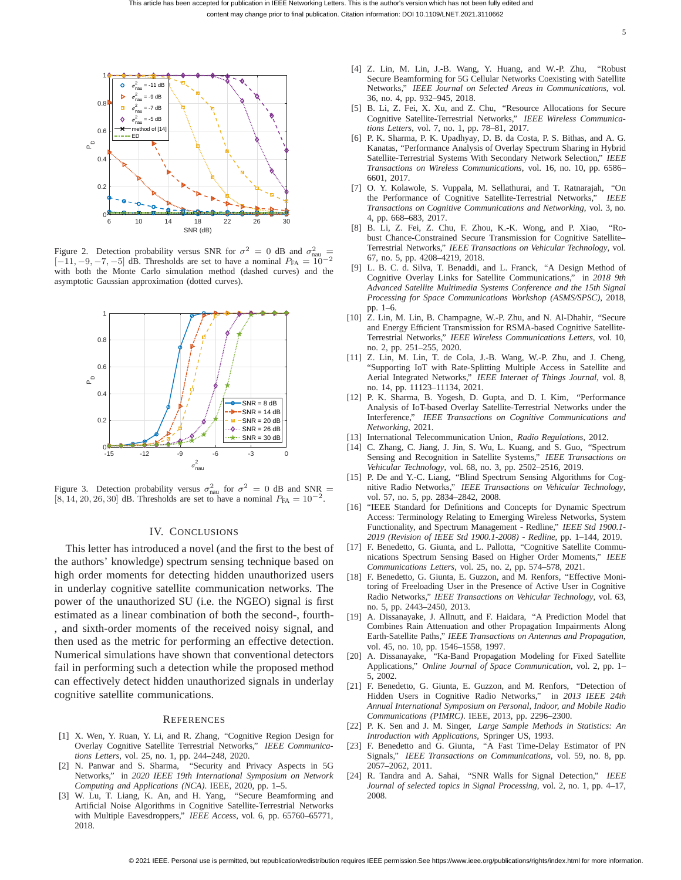1

0.8

0.6

0.4

0.2

0

6 10 14 18 22 26 30

SNR (dB)

$P_D$

$\sigma^2_{nau}$ = -11 dB

$\sigma^2_{nau}$ = -9 dB

$\sigma^2_{nau}$ = -7 dB

$\sigma^2_{nau}$ = -5 dB

method of [14]

ED

Figure 2. Detection probability versus SNR for $\sigma^2 = 0$ dB and $\sigma^2_{\text{nau}} = [-11, -9, -7, -5]$ dB. Thresholds are set to have a nominal $P_{\text{FA}} = 10^{-2}$ with both the Monte Carlo simulation method (dashed curves) and the asymptotic Gaussian approximation (dotted curves).

1

0.8

0.6

0.4

0.2

0

-15 -12 -9 -6 -3 0

$\sigma^2_{nau}$

$P_D$

SNR = 8 dB

SNR = 14 dB

SNR = 20 dB

SNR = 26 dB

SNR = 30 dB

Figure 3. Detection probability versus $\sigma^2_{\text{nau}}$ for $\sigma^2 = 0$ dB and SNR = $[8, 14, 20, 26, 30]$ dB. Thresholds are set to have a nominal $P_{\text{FA}} = 10^{-2}$.

## IV. Conclusions

This letter has introduced a novel (and the first to the best of the authors' knowledge) spectrum sensing technique based on high order moments for detecting hidden unauthorized users in underlay cognitive satellite communication networks. The power of the unauthorized SU (i.e. the NGEO) signal is first estimated as a linear combination of both the second-, fourth-, and sixth-order moments of the received noisy signal, and then used as the metric for performing an effective detection. Numerical simulations have shown that conventional detectors fail in performing such a detection while the proposed method can effectively detect hidden unauthorized signals in underlay cognitive satellite communications.

## References

[1] X. Wen, Y. Ruan, Y. Li, and R. Zhang, "Cognitive Region Design for Overlay Cognitive Satellite Terrestrial Networks," *IEEE Communications Letters*, vol. 25, no. 1, pp. 244–248, 2020.

[2] N. Panwar and S. Sharma, "Security and Privacy Aspects in 5G Networks," in *2020 IEEE 19th International Symposium on Network Computing and Applications (NCA)*. IEEE, 2020, pp. 1–5.

[3] W. Lu, T. Liang, K. An, and H. Yang, "Secure Beamforming and Artificial Noise Algorithms in Cognitive Satellite-Terrestrial Networks with Multiple Eavesdroppers," *IEEE Access*, vol. 6, pp. 65760–65771, 2018.

[4] Z. Lin, M. Lin, J.-B. Wang, Y. Huang, and W.-P. Zhu, "Robust Secure Beamforming for 5G Cellular Networks Coexisting with Satellite Networks," *IEEE Journal on Selected Areas in Communications*, vol. 36, no. 4, pp. 932–945, 2018.

[5] B. Li, Z. Fei, X. Xu, and Z. Chu, "Resource Allocations for Secure Cognitive Satellite-Terrestrial Networks," *IEEE Wireless Communications Letters*, vol. 7, no. 1, pp. 78–81, 2017.

[6] P. K. Sharma, P. K. Upadhyay, D. B. da Costa, P. S. Bithas, and A. G. Kanatas, "Performance Analysis of Overlay Spectrum Sharing in Hybrid Satellite-Terrestrial Systems With Secondary Network Selection," *IEEE Transactions on Wireless Communications*, vol. 16, no. 10, pp. 6586–6601, 2017.

[7] O. Y. Kolawole, S. Vuppala, M. Sellathurai, and T. Ratnarajah, "On the Performance of Cognitive Satellite-Terrestrial Networks," *IEEE Transactions on Cognitive Communications and Networking*, vol. 3, no. 4, pp. 668–683, 2017.

[8] B. Li, Z. Fei, Z. Chu, F. Zhou, K.-K. Wong, and P. Xiao, "Robust Chance-Constrained Secure Transmission for Cognitive Satellite–Terrestrial Networks," *IEEE Transactions on Vehicular Technology*, vol. 67, no. 5, pp. 4208–4219, 2018.

[9] L. B. C. d. Silva, T. Benaddi, and L. Franck, "A Design Method of Cognitive Overlay Links for Satellite Communications," in *2018 9th Advanced Satellite Multimedia Systems Conference and the 15th Signal Processing for Space Communications Workshop (ASMS/SPSC)*, 2018, pp. 1–6.

[10] Z. Lin, M. Lin, B. Champagne, W.-P. Zhu, and N. Al-Dhahir, "Secure and Energy Efficient Transmission for RSMA-based Cognitive Satellite-Terrestrial Networks," *IEEE Wireless Communications Letters*, vol. 10, no. 2, pp. 251–255, 2020.

[11] Z. Lin, M. Lin, T. de Cola, J.-B. Wang, W.-P. Zhu, and J. Cheng, "Supporting IoT with Rate-Splitting Multiple Access in Satellite and Aerial Integrated Networks," *IEEE Internet of Things Journal*, vol. 8, no. 14, pp. 11123–11134, 2021.

[12] P. K. Sharma, B. Yogesh, D. Gupta, and D. I. Kim, "Performance Analysis of IoT-based Overlay Satellite-Terrestrial Networks under the Interference," *IEEE Transactions on Cognitive Communications and Networking*, 2021.

[13] International Telecommunication Union, *Radio Regulations*, 2012.

[14] C. Zhang, C. Jiang, J. Jin, S. Wu, L. Kuang, and S. Guo, "Spectrum Sensing and Recognition in Satellite Systems," *IEEE Transactions on Vehicular Technology*, vol. 68, no. 3, pp. 2502–2516, 2019.

[15] P. De and Y.-C. Liang, "Blind Spectrum Sensing Algorithms for Cognitive Radio Networks," *IEEE Transactions on Vehicular Technology*, vol. 57, no. 5, pp. 2834–2842, 2008.

[16] "IEEE Standard for Definitions and Concepts for Dynamic Spectrum Access: Terminology Relating to Emerging Wireless Networks, System Functionality, and Spectrum Management - Redline," *IEEE Std 1900.1-2019 (Revision of IEEE Std 1900.1-2008) - Redline*, pp. 1–144, 2019.

[17] F. Benedetto, G. Giunta, and L. Pallotta, "Cognitive Satellite Communications Spectrum Sensing Based on Higher Order Moments," *IEEE Communications Letters*, vol. 25, no. 2, pp. 574–578, 2021.

[18] F. Benedetto, G. Giunta, E. Guzzon, and M. Renfors, "Effective Monitoring of Freeloading User in the Presence of Active User in Cognitive Radio Networks," *IEEE Transactions on Vehicular Technology*, vol. 63, no. 5, pp. 2443–2450, 2013.

[19] A. Dissanayake, J. Allnutt, and F. Haidara, "A Prediction Model that Combines Rain Attenuation and other Propagation Impairments Along Earth-Satellite Paths," *IEEE Transactions on Antennas and Propagation*, vol. 45, no. 10, pp. 1546–1558, 1997.

[20] A. Dissanayake, "Ka-Band Propagation Modeling for Fixed Satellite Applications," *Online Journal of Space Communication*, vol. 2, pp. 1–5, 2002.

[21] F. Benedetto, G. Giunta, E. Guzzon, and M. Renfors, "Detection of Hidden Users in Cognitive Radio Networks," in *2013 IEEE 24th Annual International Symposium on Personal, Indoor, and Mobile Radio Communications (PIMRC)*. IEEE, 2013, pp. 2296–2300.

[22] P. K. Sen and J. M. Singer, *Large Sample Methods in Statistics: An Introduction with Applications*, Springer US, 1993.

[23] F. Benedetto and G. Giunta, "A Fast Time-Delay Estimator of PN Signals," *IEEE Transactions on Communications*, vol. 59, no. 8, pp. 2057–2062, 2011.

[24] R. Tandra and A. Sahai, "SNR Walls for Signal Detection," *IEEE Journal of selected topics in Signal Processing*, vol. 2, no. 1, pp. 4–17, 2008.